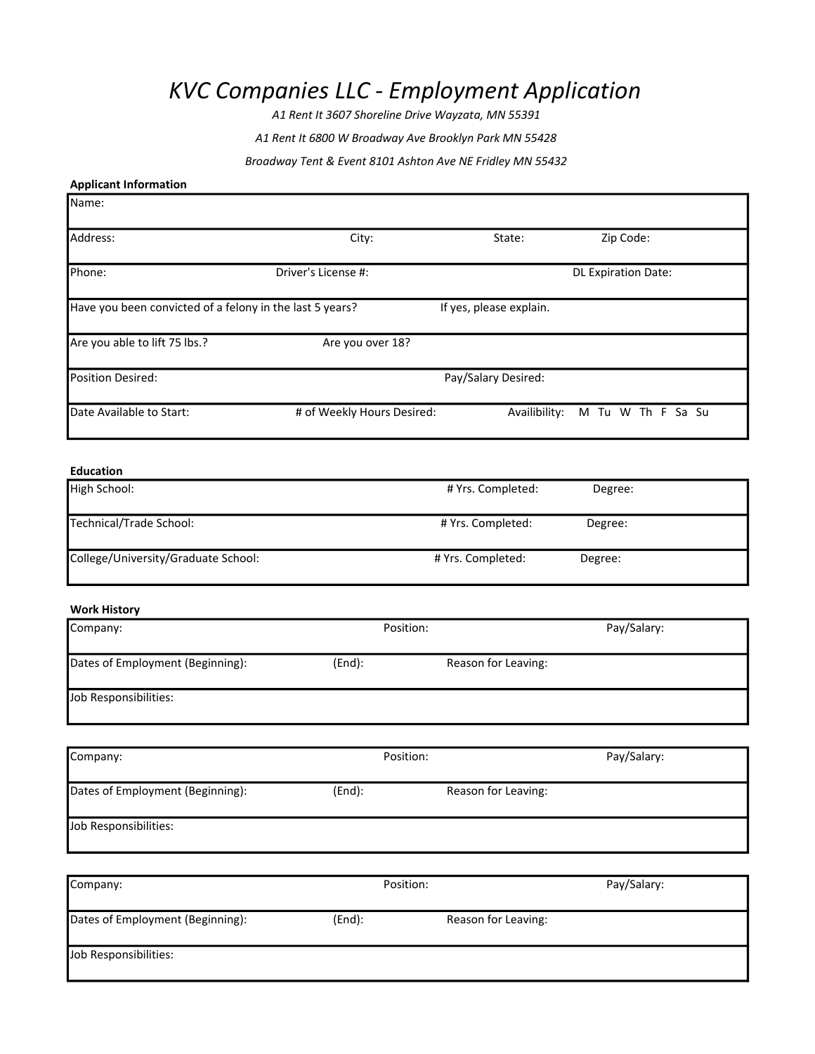# *KVC Companies LLC - Employment Application*

*A1 Rent It 3607 Shoreline Drive Wayzata, MN 55391*

*A1 Rent It 6800 W Broadway Ave Brooklyn Park MN 55428*

*Broadway Tent & Event 8101 Ashton Ave NE Fridley MN 55432*

**Applicant Information**

| | | | |
|---|---|---|---|
| Name: | | | |
| Address: | City: | State: | Zip Code: |
| Phone: | Driver's License #: | | DL Expiration Date: |
| Have you been convicted of a felony in the last 5 years? | | If yes, please explain. | |
| Are you able to lift 75 lbs.? | Are you over 18? | | |
| Position Desired: | | Pay/Salary Desired: | |
| Date Available to Start: | # of Weekly Hours Desired: | Availibility: M Tu W Th F Sa Su | |

**Education**

| | | |
|---|---|---|
| High School: | # Yrs. Completed: | Degree: |
| Technical/Trade School: | # Yrs. Completed: | Degree: |
| College/University/Graduate School: | # Yrs. Completed: | Degree: |

**Work History**

| | | |
|---|---|---|
| Company: | Position: | Pay/Salary: |
| Dates of Employment (Beginning): | (End): | Reason for Leaving: |
| Job Responsibilities: | | |

| | | |
|---|---|---|
| Company: | Position: | Pay/Salary: |
| Dates of Employment (Beginning): | (End): | Reason for Leaving: |
| Job Responsibilities: | | |

| | | |
|---|---|---|
| Company: | Position: | Pay/Salary: |
| Dates of Employment (Beginning): | (End): | Reason for Leaving: |
| Job Responsibilities: | | |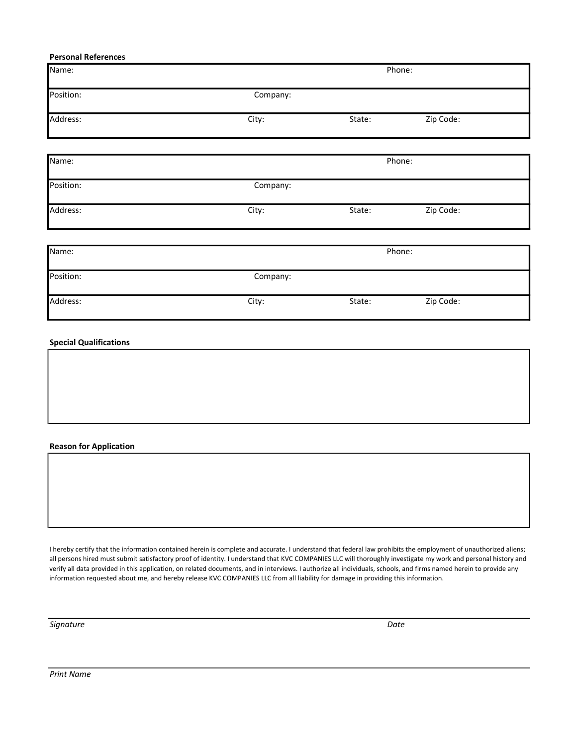**Personal References**

| | | | |
|---|---|---|---|
| Name: | | | Phone: |
| Position: | Company: | | |
| Address: | City: | State: | Zip Code: |

| | | | |
|---|---|---|---|
| Name: | | | Phone: |
| Position: | Company: | | |
| Address: | City: | State: | Zip Code: |

| | | | |
|---|---|---|---|
| Name: | | | Phone: |
| Position: | Company: | | |
| Address: | City: | State: | Zip Code: |

**Special Qualifications**

**Reason for Application**

I hereby certify that the information contained herein is complete and accurate. I understand that federal law prohibits the employment of unauthorized aliens; all persons hired must submit satisfactory proof of identity. I understand that KVC COMPANIES LLC will thoroughly investigate my work and personal history and verify all data provided in this application, on related documents, and in interviews. I authorize all individuals, schools, and firms named herein to provide any information requested about me, and hereby release KVC COMPANIES LLC from all liability for damage in providing this information.

*Signature* *Date*

*Print Name*